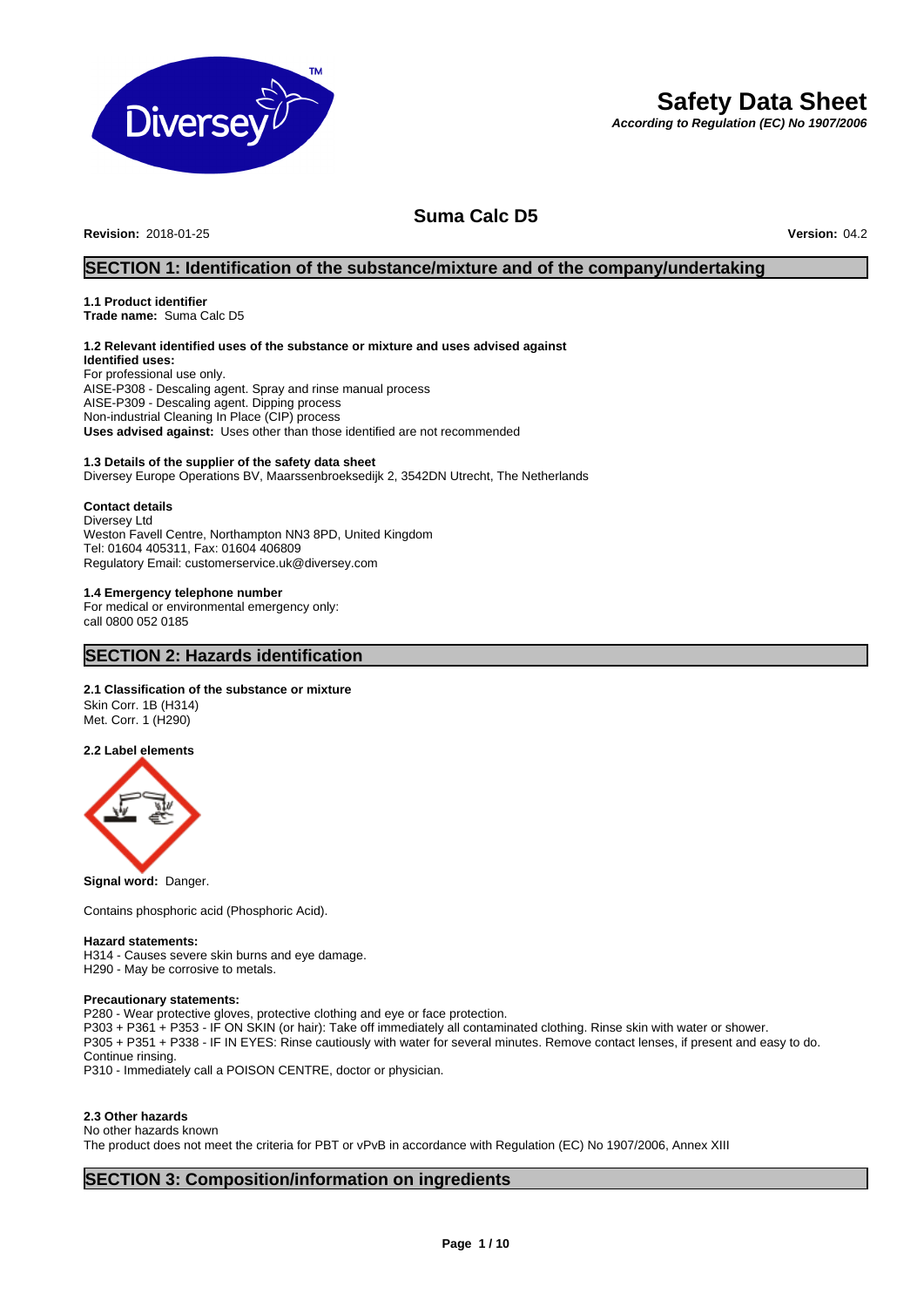# Safety Data Sheet

***According to Regulation (EC) No 1907/2006***

## Suma Calc D5

**Revision:** 2018-01-25 **Version:** 04.2

## SECTION 1: Identification of the substance/mixture and of the company/undertaking

**1.1 Product identifier**
**Trade name:** Suma Calc D5

**1.2 Relevant identified uses of the substance or mixture and uses advised against**
**Identified uses:**
For professional use only.
AISE-P308 - Descaling agent. Spray and rinse manual process
AISE-P309 - Descaling agent. Dipping process
Non-industrial Cleaning In Place (CIP) process
**Uses advised against:** Uses other than those identified are not recommended

**1.3 Details of the supplier of the safety data sheet**
Diversey Europe Operations BV, Maarssenbroeksedijk 2, 3542DN Utrecht, The Netherlands

**Contact details**
Diversey Ltd
Weston Favell Centre, Northampton NN3 8PD, United Kingdom
Tel: 01604 405311, Fax: 01604 406809
Regulatory Email: customerservice.uk@diversey.com

**1.4 Emergency telephone number**
For medical or environmental emergency only:
call 0800 052 0185

## SECTION 2: Hazards identification

**2.1 Classification of the substance or mixture**
Skin Corr. 1B (H314)
Met. Corr. 1 (H290)

**2.2 Label elements**

**Signal word:** Danger.

Contains phosphoric acid (Phosphoric Acid).

**Hazard statements:**
H314 - Causes severe skin burns and eye damage.
H290 - May be corrosive to metals.

**Precautionary statements:**
P280 - Wear protective gloves, protective clothing and eye or face protection.
P303 + P361 + P353 - IF ON SKIN (or hair): Take off immediately all contaminated clothing. Rinse skin with water or shower.
P305 + P351 + P338 - IF IN EYES: Rinse cautiously with water for several minutes. Remove contact lenses, if present and easy to do. Continue rinsing.
P310 - Immediately call a POISON CENTRE, doctor or physician.

**2.3 Other hazards**
No other hazards known
The product does not meet the criteria for PBT or vPvB in accordance with Regulation (EC) No 1907/2006, Annex XIII

## SECTION 3: Composition/information on ingredients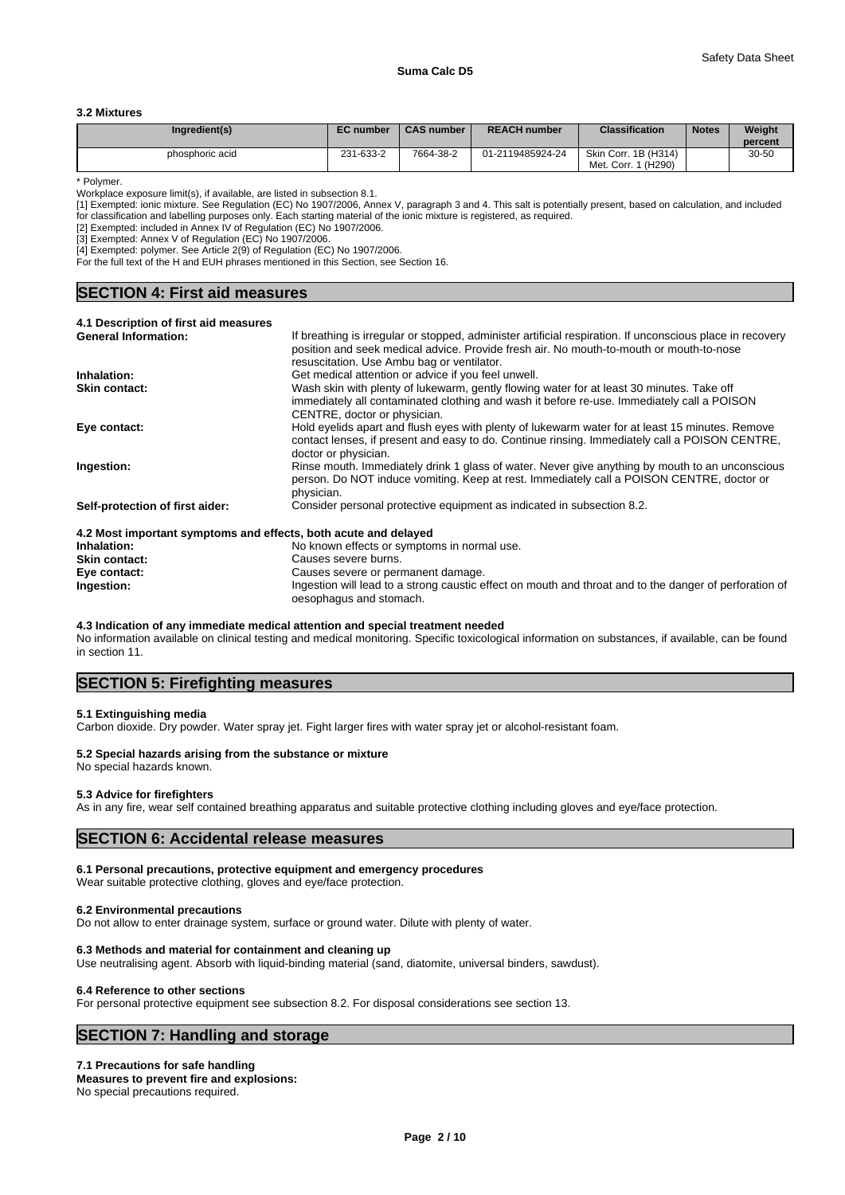### 3.2 Mixtures

| Ingredient(s) | EC number | CAS number | REACH number | Classification | Notes | Weight percent |
|---|---|---|---|---|---|---|
| phosphoric acid | 231-633-2 | 7664-38-2 | 01-2119485924-24 | Skin Corr. 1B (H314) Met. Corr. 1 (H290) | | 30-50 |

* Polymer.

Workplace exposure limit(s), if available, are listed in subsection 8.1.

[1] Exempted: ionic mixture. See Regulation (EC) No 1907/2006, Annex V, paragraph 3 and 4. This salt is potentially present, based on calculation, and included for classification and labelling purposes only. Each starting material of the ionic mixture is registered, as required.

[2] Exempted: included in Annex IV of Regulation (EC) No 1907/2006.

[3] Exempted: Annex V of Regulation (EC) No 1907/2006.

[4] Exempted: polymer. See Article 2(9) of Regulation (EC) No 1907/2006.

For the full text of the H and EUH phrases mentioned in this Section, see Section 16.

## SECTION 4: First aid measures

### 4.1 Description of first aid measures

**General Information:** If breathing is irregular or stopped, administer artificial respiration. If unconscious place in recovery position and seek medical advice. Provide fresh air. No mouth-to-mouth or mouth-to-nose resuscitation. Use Ambu bag or ventilator.

**Inhalation:** Get medical attention or advice if you feel unwell.

**Skin contact:** Wash skin with plenty of lukewarm, gently flowing water for at least 30 minutes. Take off immediately all contaminated clothing and wash it before re-use. Immediately call a POISON CENTRE, doctor or physician.

**Eye contact:** Hold eyelids apart and flush eyes with plenty of lukewarm water for at least 15 minutes. Remove contact lenses, if present and easy to do. Continue rinsing. Immediately call a POISON CENTRE, doctor or physician.

**Ingestion:** Rinse mouth. Immediately drink 1 glass of water. Never give anything by mouth to an unconscious person. Do NOT induce vomiting. Keep at rest. Immediately call a POISON CENTRE, doctor or physician.

**Self-protection of first aider:** Consider personal protective equipment as indicated in subsection 8.2.

### 4.2 Most important symptoms and effects, both acute and delayed

**Inhalation:** No known effects or symptoms in normal use.

**Skin contact:** Causes severe burns.

**Eye contact:** Causes severe or permanent damage.

**Ingestion:** Ingestion will lead to a strong caustic effect on mouth and throat and to the danger of perforation of oesophagus and stomach.

### 4.3 Indication of any immediate medical attention and special treatment needed

No information available on clinical testing and medical monitoring. Specific toxicological information on substances, if available, can be found in section 11.

## SECTION 5: Firefighting measures

### 5.1 Extinguishing media

Carbon dioxide. Dry powder. Water spray jet. Fight larger fires with water spray jet or alcohol-resistant foam.

### 5.2 Special hazards arising from the substance or mixture

No special hazards known.

### 5.3 Advice for firefighters

As in any fire, wear self contained breathing apparatus and suitable protective clothing including gloves and eye/face protection.

## SECTION 6: Accidental release measures

### 6.1 Personal precautions, protective equipment and emergency procedures

Wear suitable protective clothing, gloves and eye/face protection.

### 6.2 Environmental precautions

Do not allow to enter drainage system, surface or ground water. Dilute with plenty of water.

### 6.3 Methods and material for containment and cleaning up

Use neutralising agent. Absorb with liquid-binding material (sand, diatomite, universal binders, sawdust).

### 6.4 Reference to other sections

For personal protective equipment see subsection 8.2. For disposal considerations see section 13.

## SECTION 7: Handling and storage

### 7.1 Precautions for safe handling

**Measures to prevent fire and explosions:**

No special precautions required.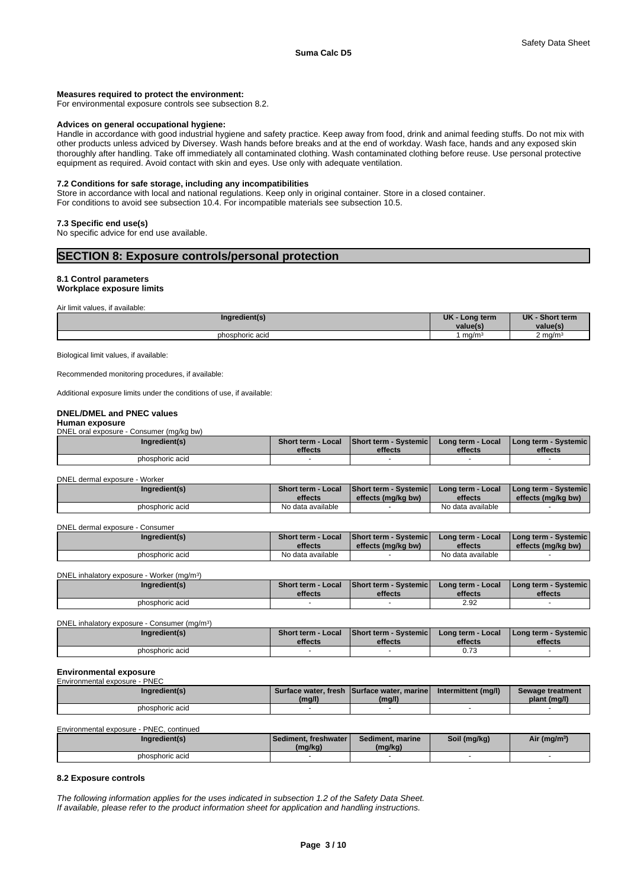**Measures required to protect the environment:**
For environmental exposure controls see subsection 8.2.

**Advices on general occupational hygiene:**
Handle in accordance with good industrial hygiene and safety practice. Keep away from food, drink and animal feeding stuffs. Do not mix with other products unless adviced by Diversey. Wash hands before breaks and at the end of workday. Wash face, hands and any exposed skin thoroughly after handling. Take off immediately all contaminated clothing. Wash contaminated clothing before reuse. Use personal protective equipment as required. Avoid contact with skin and eyes. Use only with adequate ventilation.

**7.2 Conditions for safe storage, including any incompatibilities**
Store in accordance with local and national regulations. Keep only in original container. Store in a closed container.
For conditions to avoid see subsection 10.4. For incompatible materials see subsection 10.5.

**7.3 Specific end use(s)**
No specific advice for end use available.

# SECTION 8: Exposure controls/personal protection

**8.1 Control parameters**
**Workplace exposure limits**

Air limit values, if available:

| Ingredient(s) | UK - Long term value(s) | UK - Short term value(s) |
|---|---|---|
| phosphoric acid | 1 mg/m³ | 2 mg/m³ |

Biological limit values, if available:

Recommended monitoring procedures, if available:

Additional exposure limits under the conditions of use, if available:

**DNEL/DMEL and PNEC values**
**Human exposure**
DNEL oral exposure - Consumer (mg/kg bw)

| Ingredient(s) | Short term - Local effects | Short term - Systemic effects | Long term - Local effects | Long term - Systemic effects |
|---|---|---|---|---|
| phosphoric acid | - | - | - | - |

DNEL dermal exposure - Worker

| Ingredient(s) | Short term - Local effects | Short term - Systemic effects (mg/kg bw) | Long term - Local effects | Long term - Systemic effects (mg/kg bw) |
|---|---|---|---|---|
| phosphoric acid | No data available | - | No data available | - |

DNEL dermal exposure - Consumer

| Ingredient(s) | Short term - Local effects | Short term - Systemic effects (mg/kg bw) | Long term - Local effects | Long term - Systemic effects (mg/kg bw) |
|---|---|---|---|---|
| phosphoric acid | No data available | - | No data available | - |

DNEL inhalatory exposure - Worker (mg/m³)

| Ingredient(s) | Short term - Local effects | Short term - Systemic effects | Long term - Local effects | Long term - Systemic effects |
|---|---|---|---|---|
| phosphoric acid | - | - | 2.92 | - |

DNEL inhalatory exposure - Consumer (mg/m³)

| Ingredient(s) | Short term - Local effects | Short term - Systemic effects | Long term - Local effects | Long term - Systemic effects |
|---|---|---|---|---|
| phosphoric acid | - | - | 0.73 | - |

**Environmental exposure**
Environmental exposure - PNEC

| Ingredient(s) | Surface water, fresh (mg/l) | Surface water, marine (mg/l) | Intermittent (mg/l) | Sewage treatment plant (mg/l) |
|---|---|---|---|---|
| phosphoric acid | - | - | - | - |

Environmental exposure - PNEC, continued

| Ingredient(s) | Sediment, freshwater (mg/kg) | Sediment, marine (mg/kg) | Soil (mg/kg) | Air (mg/m³) |
|---|---|---|---|---|
| phosphoric acid | - | - | - | - |

**8.2 Exposure controls**

*The following information applies for the uses indicated in subsection 1.2 of the Safety Data Sheet.*
*If available, please refer to the product information sheet for application and handling instructions.*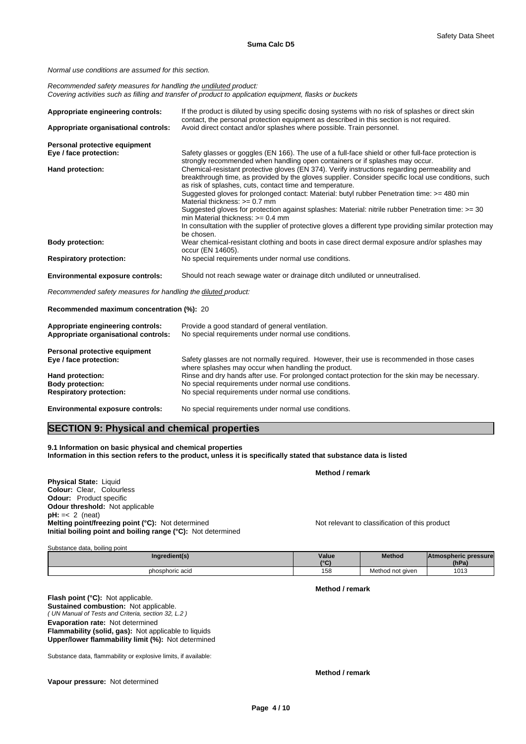*Normal use conditions are assumed for this section.*

*Recommended safety measures for handling the undiluted product:*
*Covering activities such as filling and transfer of product to application equipment, flasks or buckets*

**Appropriate engineering controls:** If the product is diluted by using specific dosing systems with no risk of splashes or direct skin contact, the personal protection equipment as described in this section is not required.

**Appropriate organisational controls:** Avoid direct contact and/or splashes where possible. Train personnel.

**Personal protective equipment**

**Eye / face protection:** Safety glasses or goggles (EN 166). The use of a full-face shield or other full-face protection is strongly recommended when handling open containers or if splashes may occur.

**Hand protection:** Chemical-resistant protective gloves (EN 374). Verify instructions regarding permeability and breakthrough time, as provided by the gloves supplier. Consider specific local use conditions, such as risk of splashes, cuts, contact time and temperature.
Suggested gloves for prolonged contact: Material: butyl rubber Penetration time: >= 480 min Material thickness: >= 0.7 mm
Suggested gloves for protection against splashes: Material: nitrile rubber Penetration time: >= 30 min Material thickness: >= 0.4 mm
In consultation with the supplier of protective gloves a different type providing similar protection may be chosen.

**Body protection:** Wear chemical-resistant clothing and boots in case direct dermal exposure and/or splashes may occur (EN 14605).

**Respiratory protection:** No special requirements under normal use conditions.

**Environmental exposure controls:** Should not reach sewage water or drainage ditch undiluted or unneutralised.

*Recommended safety measures for handling the diluted product:*

**Recommended maximum concentration (%):** 20

**Appropriate engineering controls:** Provide a good standard of general ventilation.

**Appropriate organisational controls:** No special requirements under normal use conditions.

**Personal protective equipment**

**Eye / face protection:** Safety glasses are not normally required. However, their use is recommended in those cases where splashes may occur when handling the product.

**Hand protection:** Rinse and dry hands after use. For prolonged contact protection for the skin may be necessary.

**Body protection:** No special requirements under normal use conditions.

**Respiratory protection:** No special requirements under normal use conditions.

**Environmental exposure controls:** No special requirements under normal use conditions.

## SECTION 9: Physical and chemical properties

**9.1 Information on basic physical and chemical properties**
**Information in this section refers to the product, unless it is specifically stated that substance data is listed**

**Method / remark**

**Physical State:** Liquid
**Colour:** Clear, Colourless
**Odour:** Product specific
**Odour threshold:** Not applicable
**pH:** =< 2 (neat)
**Melting point/freezing point (°C):** Not determined — Not relevant to classification of this product
**Initial boiling point and boiling range (°C):** Not determined

Substance data, boiling point

| Ingredient(s) | Value (°C) | Method | Atmospheric pressure (hPa) |
|---|---|---|---|
| phosphoric acid | 158 | Method not given | 1013 |

**Method / remark**

**Flash point (°C):** Not applicable.
**Sustained combustion:** Not applicable.
*( UN Manual of Tests and Criteria, section 32, L.2 )*
**Evaporation rate:** Not determined
**Flammability (solid, gas):** Not applicable to liquids
**Upper/lower flammability limit (%):** Not determined

Substance data, flammability or explosive limits, if available:

**Method / remark**

**Vapour pressure:** Not determined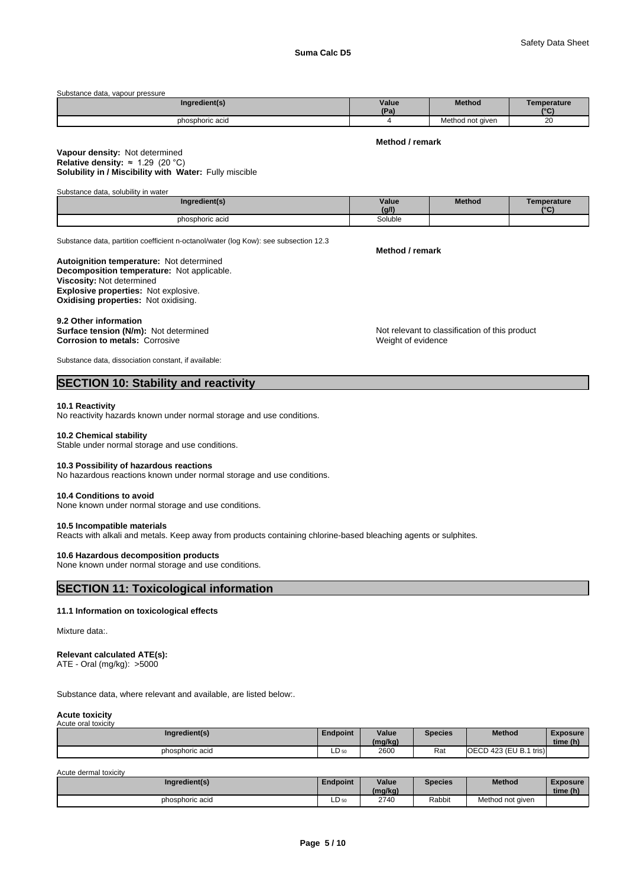Substance data, vapour pressure

| Ingredient(s) | Value (Pa) | Method | Temperature (°C) |
|---|---|---|---|
| phosphoric acid | 4 | Method not given | 20 |

**Method / remark**

**Vapour density:** Not determined
**Relative density:** ≈ 1.29 (20 °C)
**Solubility in / Miscibility with Water:** Fully miscible

Substance data, solubility in water

| Ingredient(s) | Value (g/l) | Method | Temperature (°C) |
|---|---|---|---|
| phosphoric acid | Soluble | | |

Substance data, partition coefficient n-octanol/water (log Kow): see subsection 12.3

**Method / remark**

**Autoignition temperature:** Not determined
**Decomposition temperature:** Not applicable.
**Viscosity:** Not determined
**Explosive properties:** Not explosive.
**Oxidising properties:** Not oxidising.

**9.2 Other information**
**Surface tension (N/m):** Not determined — Not relevant to classification of this product
**Corrosion to metals:** Corrosive — Weight of evidence

Substance data, dissociation constant, if available:

## SECTION 10: Stability and reactivity

**10.1 Reactivity**
No reactivity hazards known under normal storage and use conditions.

**10.2 Chemical stability**
Stable under normal storage and use conditions.

**10.3 Possibility of hazardous reactions**
No hazardous reactions known under normal storage and use conditions.

**10.4 Conditions to avoid**
None known under normal storage and use conditions.

**10.5 Incompatible materials**
Reacts with alkali and metals. Keep away from products containing chlorine-based bleaching agents or sulphites.

**10.6 Hazardous decomposition products**
None known under normal storage and use conditions.

## SECTION 11: Toxicological information

**11.1 Information on toxicological effects**

Mixture data:.

**Relevant calculated ATE(s):**
ATE - Oral (mg/kg): >5000

Substance data, where relevant and available, are listed below:.

**Acute toxicity**
Acute oral toxicity

| Ingredient(s) | Endpoint | Value (mg/kg) | Species | Method | Exposure time (h) |
|---|---|---|---|---|---|
| phosphoric acid | $LD_{50}$ | 2600 | Rat | OECD 423 (EU B.1 tris) | |

Acute dermal toxicity

| Ingredient(s) | Endpoint | Value (mg/kg) | Species | Method | Exposure time (h) |
|---|---|---|---|---|---|
| phosphoric acid | $LD_{50}$ | 2740 | Rabbit | Method not given | |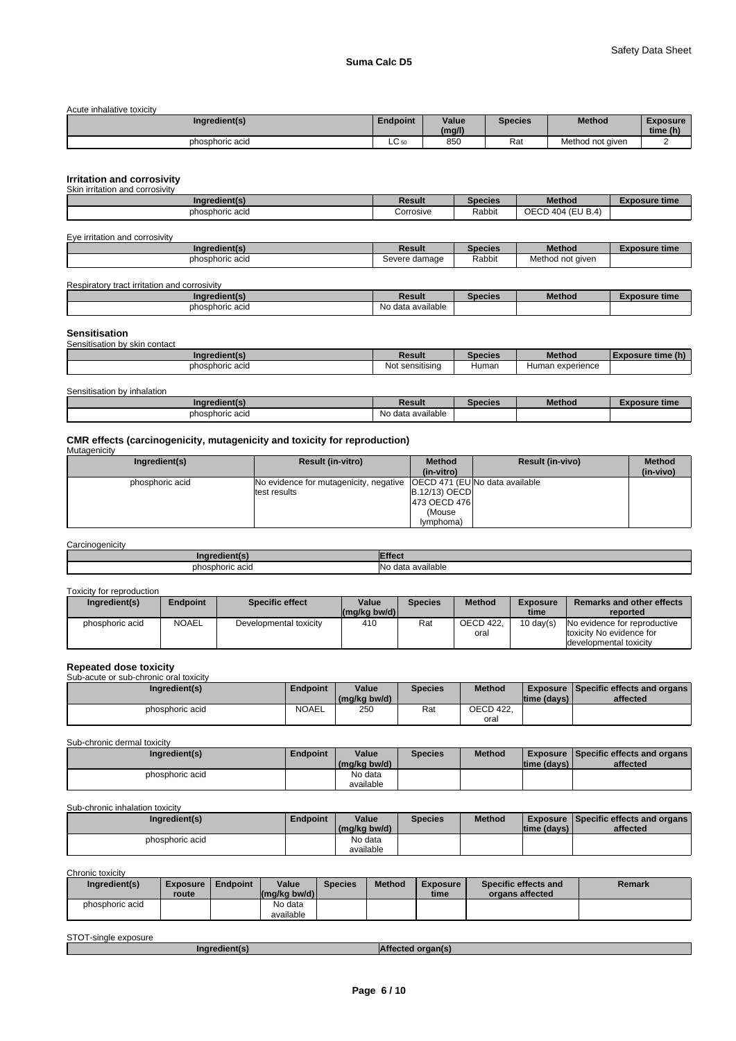Acute inhalative toxicity

| Ingredient(s) | Endpoint | Value (mg/l) | Species | Method | Exposure time (h) |
|---|---|---|---|---|---|
| phosphoric acid | $LC_{50}$ | 850 | Rat | Method not given | 2 |

### Irritation and corrosivity

Skin irritation and corrosivity

| Ingredient(s) | Result | Species | Method | Exposure time |
|---|---|---|---|---|
| phosphoric acid | Corrosive | Rabbit | OECD 404 (EU B.4) | |

Eye irritation and corrosivity

| Ingredient(s) | Result | Species | Method | Exposure time |
|---|---|---|---|---|
| phosphoric acid | Severe damage | Rabbit | Method not given | |

Respiratory tract irritation and corrosivity

| Ingredient(s) | Result | Species | Method | Exposure time |
|---|---|---|---|---|
| phosphoric acid | No data available | | | |

### Sensitisation

Sensitisation by skin contact

| Ingredient(s) | Result | Species | Method | Exposure time (h) |
|---|---|---|---|---|
| phosphoric acid | Not sensitising | Human | Human experience | |

Sensitisation by inhalation

| Ingredient(s) | Result | Species | Method | Exposure time |
|---|---|---|---|---|
| phosphoric acid | No data available | | | |

### CMR effects (carcinogenicity, mutagenicity and toxicity for reproduction)

Mutagenicity

| Ingredient(s) | Result (in-vitro) | Method (in-vitro) | Result (in-vivo) | Method (in-vivo) |
|---|---|---|---|---|
| phosphoric acid | No evidence for mutagenicity, negative test results | OECD 471 (EU B.12/13) OECD 473 OECD 476 (Mouse lymphoma) | No data available | |

Carcinogenicity

| Ingredient(s) | Effect |
|---|---|
| phosphoric acid | No data available |

Toxicity for reproduction

| Ingredient(s) | Endpoint | Specific effect | Value (mg/kg bw/d) | Species | Method | Exposure time | Remarks and other effects reported |
|---|---|---|---|---|---|---|---|
| phosphoric acid | NOAEL | Developmental toxicity | 410 | Rat | OECD 422, oral | 10 day(s) | No evidence for reproductive toxicity No evidence for developmental toxicity |

### Repeated dose toxicity

Sub-acute or sub-chronic oral toxicity

| Ingredient(s) | Endpoint | Value (mg/kg bw/d) | Species | Method | Exposure time (days) | Specific effects and organs affected |
|---|---|---|---|---|---|---|
| phosphoric acid | NOAEL | 250 | Rat | OECD 422, oral | | |

Sub-chronic dermal toxicity

| Ingredient(s) | Endpoint | Value (mg/kg bw/d) | Species | Method | Exposure time (days) | Specific effects and organs affected |
|---|---|---|---|---|---|---|
| phosphoric acid | | No data available | | | | |

Sub-chronic inhalation toxicity

| Ingredient(s) | Endpoint | Value (mg/kg bw/d) | Species | Method | Exposure time (days) | Specific effects and organs affected |
|---|---|---|---|---|---|---|
| phosphoric acid | | No data available | | | | |

Chronic toxicity

| Ingredient(s) | Exposure route | Endpoint | Value (mg/kg bw/d) | Species | Method | Exposure time | Specific effects and organs affected | Remark |
|---|---|---|---|---|---|---|---|---|
| phosphoric acid | | | No data available | | | | | |

STOT-single exposure

| Ingredient(s) | Affected organ(s) |
|---|---|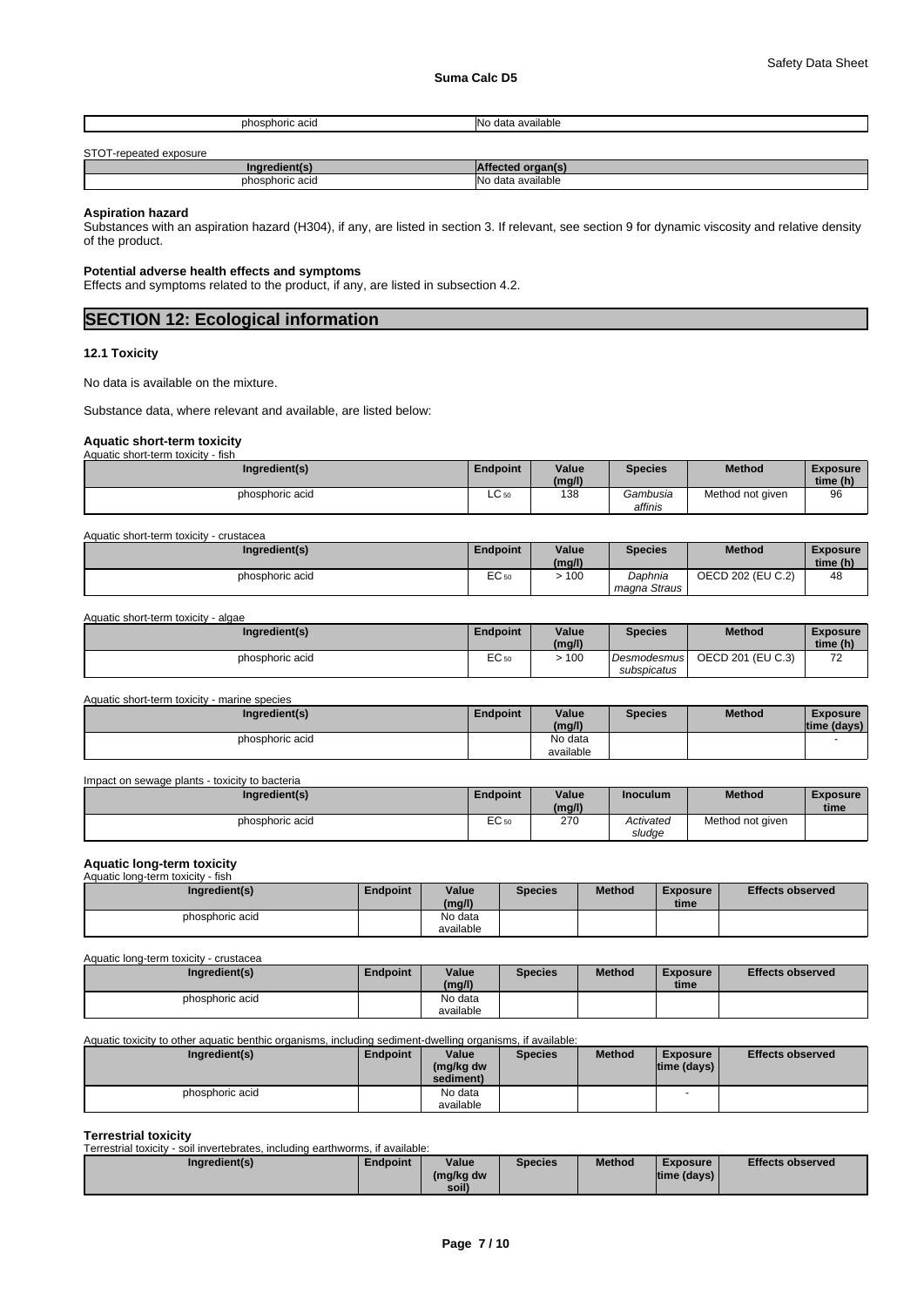| phosphoric acid | No data available |
|---|---|

STOT-repeated exposure

| Ingredient(s) | Affected organ(s) |
|---|---|
| phosphoric acid | No data available |

**Aspiration hazard**

Substances with an aspiration hazard (H304), if any, are listed in section 3. If relevant, see section 9 for dynamic viscosity and relative density of the product.

**Potential adverse health effects and symptoms**

Effects and symptoms related to the product, if any, are listed in subsection 4.2.

## SECTION 12: Ecological information

### 12.1 Toxicity

No data is available on the mixture.

Substance data, where relevant and available, are listed below:

#### Aquatic short-term toxicity

Aquatic short-term toxicity - fish

| Ingredient(s) | Endpoint | Value (mg/l) | Species | Method | Exposure time (h) |
|---|---|---|---|---|---|
| phosphoric acid | $LC_{50}$ | 138 | *Gambusia affinis* | Method not given | 96 |

Aquatic short-term toxicity - crustacea

| Ingredient(s) | Endpoint | Value (mg/l) | Species | Method | Exposure time (h) |
|---|---|---|---|---|---|
| phosphoric acid | $EC_{50}$ | > 100 | *Daphnia magna Straus* | OECD 202 (EU C.2) | 48 |

Aquatic short-term toxicity - algae

| Ingredient(s) | Endpoint | Value (mg/l) | Species | Method | Exposure time (h) |
|---|---|---|---|---|---|
| phosphoric acid | $EC_{50}$ | > 100 | *Desmodesmus subspicatus* | OECD 201 (EU C.3) | 72 |

Aquatic short-term toxicity - marine species

| Ingredient(s) | Endpoint | Value (mg/l) | Species | Method | Exposure time (days) |
|---|---|---|---|---|---|
| phosphoric acid | | No data available | | | - |

Impact on sewage plants - toxicity to bacteria

| Ingredient(s) | Endpoint | Value (mg/l) | Inoculum | Method | Exposure time |
|---|---|---|---|---|---|
| phosphoric acid | $EC_{50}$ | 270 | *Activated sludge* | Method not given | |

#### Aquatic long-term toxicity

Aquatic long-term toxicity - fish

| Ingredient(s) | Endpoint | Value (mg/l) | Species | Method | Exposure time | Effects observed |
|---|---|---|---|---|---|---|
| phosphoric acid | | No data available | | | | |

Aquatic long-term toxicity - crustacea

| Ingredient(s) | Endpoint | Value (mg/l) | Species | Method | Exposure time | Effects observed |
|---|---|---|---|---|---|---|
| phosphoric acid | | No data available | | | | |

Aquatic toxicity to other aquatic benthic organisms, including sediment-dwelling organisms, if available:

| Ingredient(s) | Endpoint | Value (mg/kg dw sediment) | Species | Method | Exposure time (days) | Effects observed |
|---|---|---|---|---|---|---|
| phosphoric acid | | No data available | | | - | |

#### Terrestrial toxicity

Terrestrial toxicity - soil invertebrates, including earthworms, if available:

| Ingredient(s) | Endpoint | Value (mg/kg dw soil) | Species | Method | Exposure time (days) | Effects observed |
|---|---|---|---|---|---|---|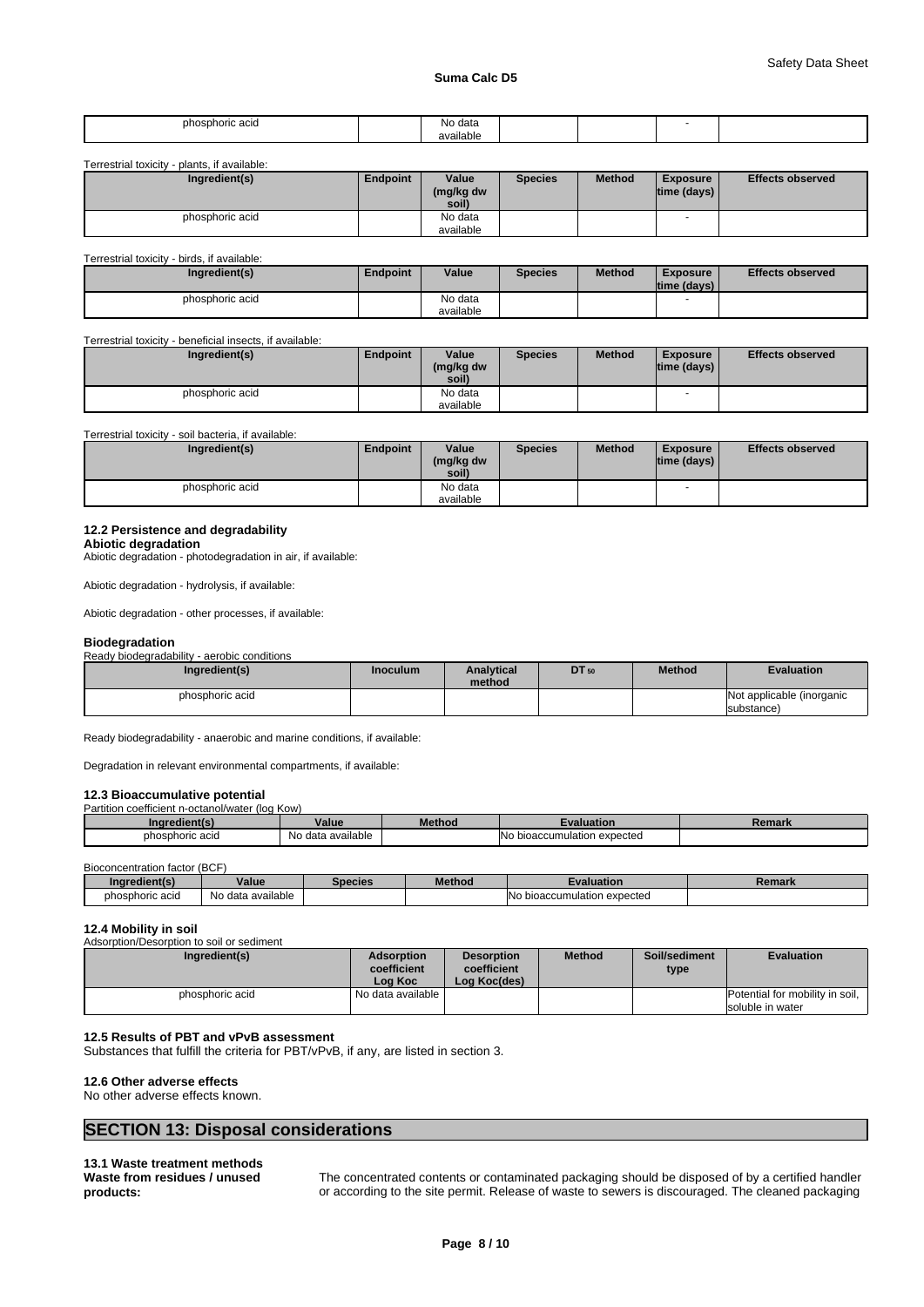| phosphoric acid | | No data available | | | - | |
|---|---|---|---|---|---|---|

Terrestrial toxicity - plants, if available:

| Ingredient(s) | Endpoint | Value (mg/kg dw soil) | Species | Method | Exposure time (days) | Effects observed |
|---|---|---|---|---|---|---|
| phosphoric acid | | No data available | | | - | |

Terrestrial toxicity - birds, if available:

| Ingredient(s) | Endpoint | Value | Species | Method | Exposure time (days) | Effects observed |
|---|---|---|---|---|---|---|
| phosphoric acid | | No data available | | | - | |

Terrestrial toxicity - beneficial insects, if available:

| Ingredient(s) | Endpoint | Value (mg/kg dw soil) | Species | Method | Exposure time (days) | Effects observed |
|---|---|---|---|---|---|---|
| phosphoric acid | | No data available | | | - | |

Terrestrial toxicity - soil bacteria, if available:

| Ingredient(s) | Endpoint | Value (mg/kg dw soil) | Species | Method | Exposure time (days) | Effects observed |
|---|---|---|---|---|---|---|
| phosphoric acid | | No data available | | | - | |

### 12.2 Persistence and degradability

**Abiotic degradation**

Abiotic degradation - photodegradation in air, if available:

Abiotic degradation - hydrolysis, if available:

Abiotic degradation - other processes, if available:

**Biodegradation**

Ready biodegradability - aerobic conditions

| Ingredient(s) | Inoculum | Analytical method | $DT_{50}$ | Method | Evaluation |
|---|---|---|---|---|---|
| phosphoric acid | | | | | Not applicable (inorganic substance) |

Ready biodegradability - anaerobic and marine conditions, if available:

Degradation in relevant environmental compartments, if available:

### 12.3 Bioaccumulative potential

Partition coefficient n-octanol/water (log Kow)

| Ingredient(s) | Value | Method | Evaluation | Remark |
|---|---|---|---|---|
| phosphoric acid | No data available | | No bioaccumulation expected | |

Bioconcentration factor (BCF)

| Ingredient(s) | Value | Species | Method | Evaluation | Remark |
|---|---|---|---|---|---|
| phosphoric acid | No data available | | | No bioaccumulation expected | |

### 12.4 Mobility in soil

Adsorption/Desorption to soil or sediment

| Ingredient(s) | Adsorption coefficient Log Koc | Desorption coefficient Log Koc(des) | Method | Soil/sediment type | Evaluation |
|---|---|---|---|---|---|
| phosphoric acid | No data available | | | | Potential for mobility in soil, soluble in water |

### 12.5 Results of PBT and vPvB assessment

Substances that fulfill the criteria for PBT/vPvB, if any, are listed in section 3.

### 12.6 Other adverse effects

No other adverse effects known.

## SECTION 13: Disposal considerations

### 13.1 Waste treatment methods

**Waste from residues / unused products:** The concentrated contents or contaminated packaging should be disposed of by a certified handler or according to the site permit. Release of waste to sewers is discouraged. The cleaned packaging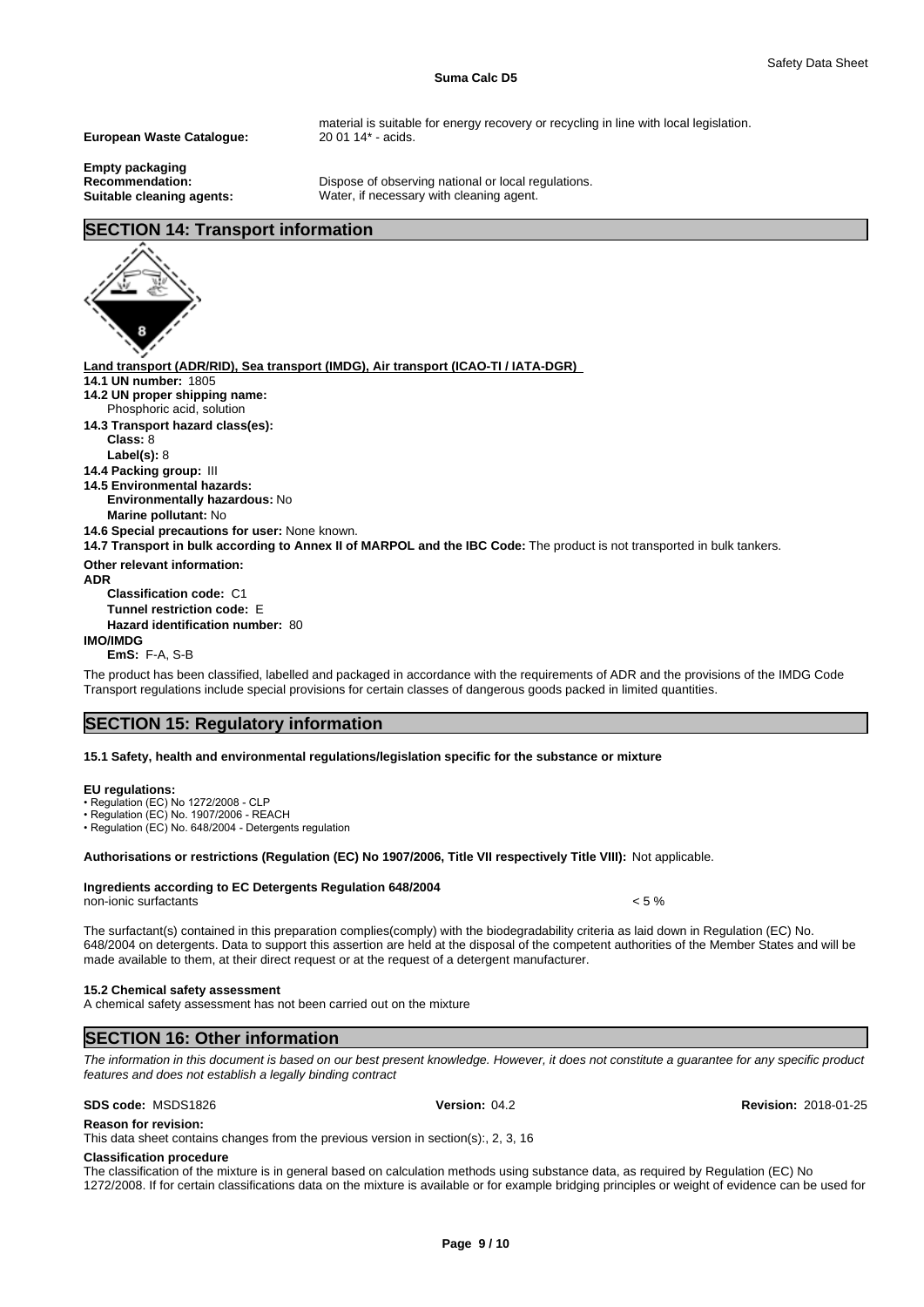material is suitable for energy recovery or recycling in line with local legislation.

**European Waste Catalogue:** 20 01 14* - acids.

**Empty packaging**
**Recommendation:** Dispose of observing national or local regulations.
**Suitable cleaning agents:** Water, if necessary with cleaning agent.

## SECTION 14: Transport information

**Land transport (ADR/RID), Sea transport (IMDG), Air transport (ICAO-TI / IATA-DGR)**

**14.1 UN number:** 1805
**14.2 UN proper shipping name:**
Phosphoric acid, solution
**14.3 Transport hazard class(es):**
**Class:** 8
**Label(s):** 8
**14.4 Packing group:** III
**14.5 Environmental hazards:**
**Environmentally hazardous:** No
**Marine pollutant:** No
**14.6 Special precautions for user:** None known.
**14.7 Transport in bulk according to Annex II of MARPOL and the IBC Code:** The product is not transported in bulk tankers.

**Other relevant information:**
**ADR**
**Classification code:** C1
**Tunnel restriction code:** E
**Hazard identification number:** 80
**IMO/IMDG**
**EmS:** F-A, S-B

The product has been classified, labelled and packaged in accordance with the requirements of ADR and the provisions of the IMDG Code
Transport regulations include special provisions for certain classes of dangerous goods packed in limited quantities.

## SECTION 15: Regulatory information

**15.1 Safety, health and environmental regulations/legislation specific for the substance or mixture**

**EU regulations:**
- Regulation (EC) No 1272/2008 - CLP
- Regulation (EC) No. 1907/2006 - REACH
- Regulation (EC) No. 648/2004 - Detergents regulation

**Authorisations or restrictions (Regulation (EC) No 1907/2006, Title VII respectively Title VIII):** Not applicable.

**Ingredients according to EC Detergents Regulation 648/2004**
non-ionic surfactants < 5 %

The surfactant(s) contained in this preparation complies(comply) with the biodegradability criteria as laid down in Regulation (EC) No. 648/2004 on detergents. Data to support this assertion are held at the disposal of the competent authorities of the Member States and will be made available to them, at their direct request or at the request of a detergent manufacturer.

**15.2 Chemical safety assessment**
A chemical safety assessment has not been carried out on the mixture

## SECTION 16: Other information

*The information in this document is based on our best present knowledge. However, it does not constitute a guarantee for any specific product features and does not establish a legally binding contract*

**SDS code:** MSDS1826 **Version:** 04.2 **Revision:** 2018-01-25

**Reason for revision:**
This data sheet contains changes from the previous version in section(s):, 2, 3, 16

**Classification procedure**
The classification of the mixture is in general based on calculation methods using substance data, as required by Regulation (EC) No 1272/2008. If for certain classifications data on the mixture is available or for example bridging principles or weight of evidence can be used for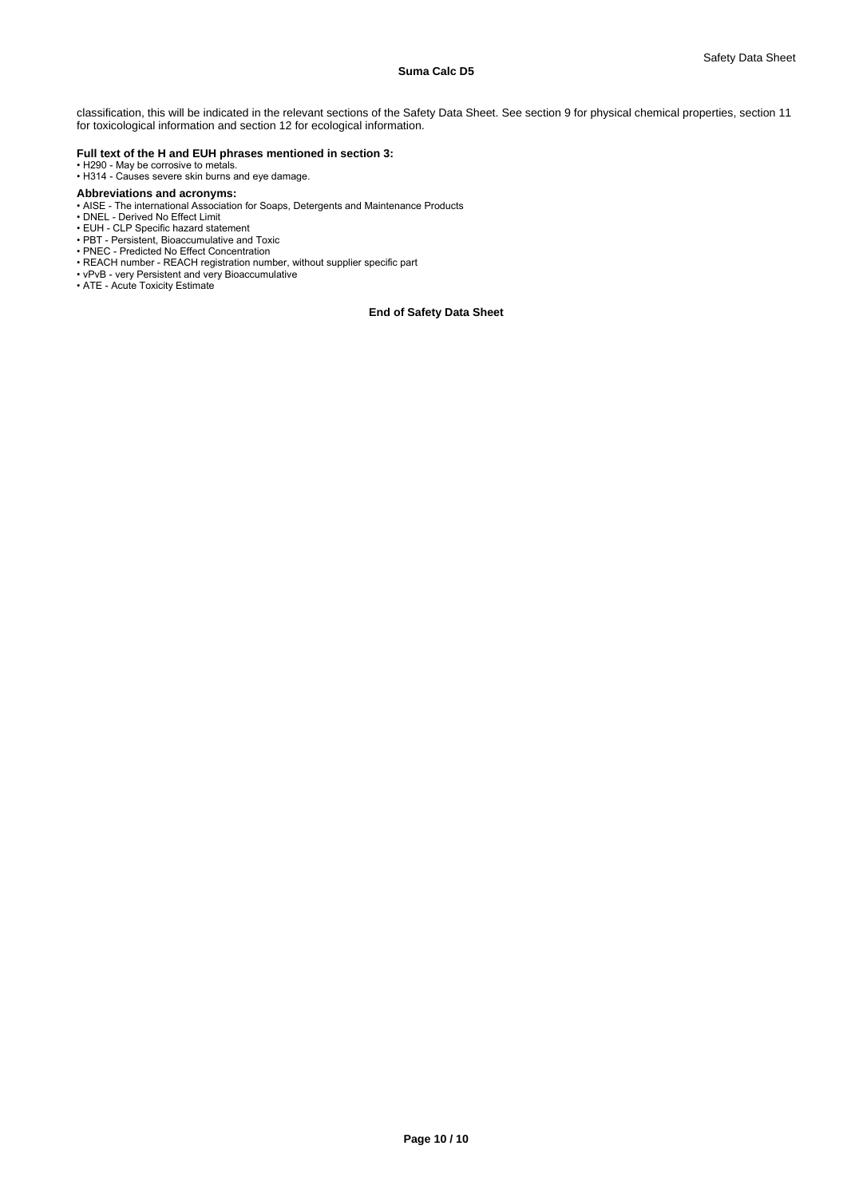classification, this will be indicated in the relevant sections of the Safety Data Sheet. See section 9 for physical chemical properties, section 11 for toxicological information and section 12 for ecological information.

**Full text of the H and EUH phrases mentioned in section 3:**

- H290 - May be corrosive to metals.
- H314 - Causes severe skin burns and eye damage.

**Abbreviations and acronyms:**

- AISE - The international Association for Soaps, Detergents and Maintenance Products
- DNEL - Derived No Effect Limit
- EUH - CLP Specific hazard statement
- PBT - Persistent, Bioaccumulative and Toxic
- PNEC - Predicted No Effect Concentration
- REACH number - REACH registration number, without supplier specific part
- vPvB - very Persistent and very Bioaccumulative
- ATE - Acute Toxicity Estimate

**End of Safety Data Sheet**